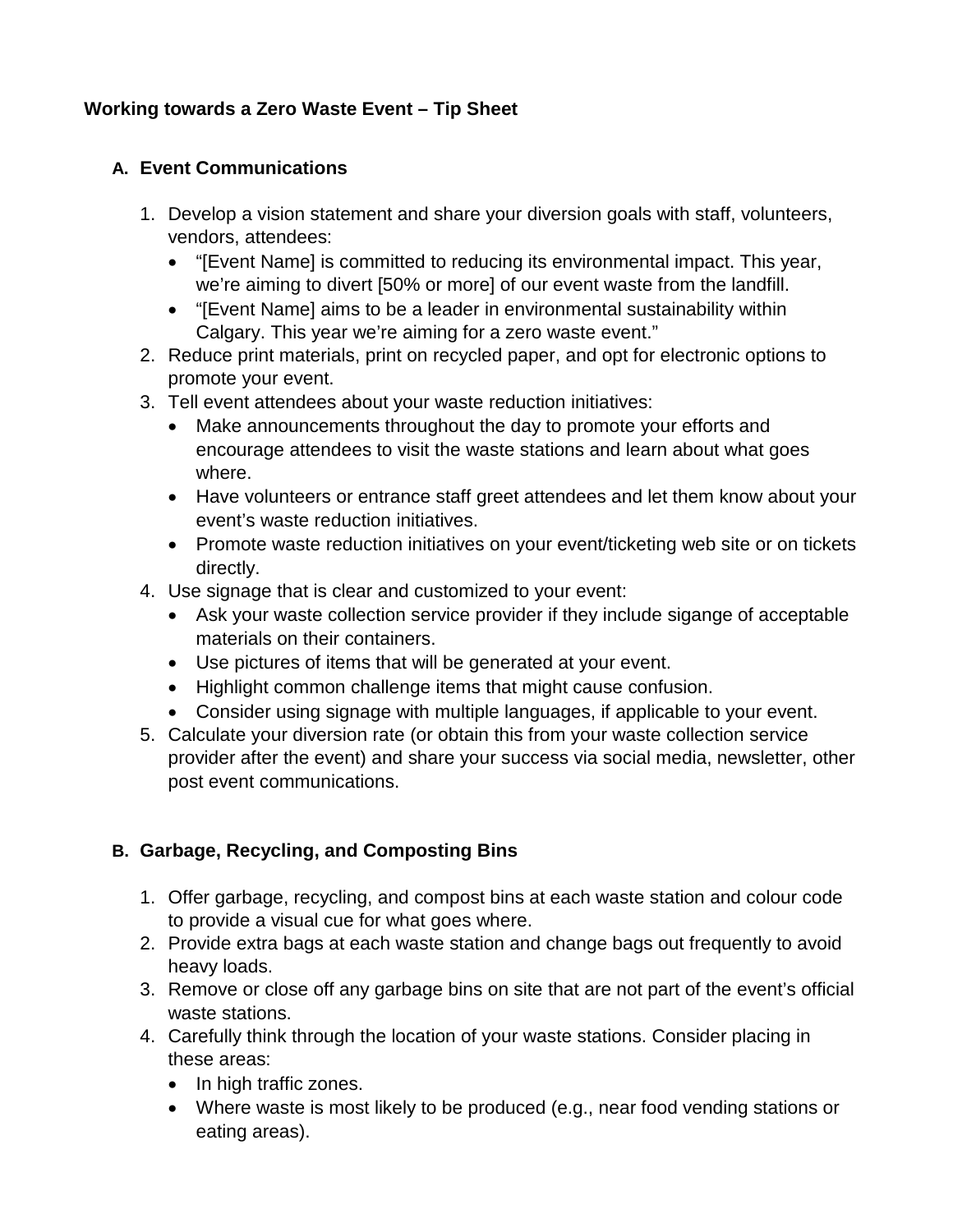**Working towards a Zero Waste Event – Tip Sheet**

## A. Event Communications

1. Develop a vision statement and share your diversion goals with staff, volunteers, vendors, attendees:
   - "[Event Name] is committed to reducing its environmental impact. This year, we're aiming to divert [50% or more] of our event waste from the landfill.
   - "[Event Name] aims to be a leader in environmental sustainability within Calgary. This year we're aiming for a zero waste event."
2. Reduce print materials, print on recycled paper, and opt for electronic options to promote your event.
3. Tell event attendees about your waste reduction initiatives:
   - Make announcements throughout the day to promote your efforts and encourage attendees to visit the waste stations and learn about what goes where.
   - Have volunteers or entrance staff greet attendees and let them know about your event's waste reduction initiatives.
   - Promote waste reduction initiatives on your event/ticketing web site or on tickets directly.
4. Use signage that is clear and customized to your event:
   - Ask your waste collection service provider if they include sigange of acceptable materials on their containers.
   - Use pictures of items that will be generated at your event.
   - Highlight common challenge items that might cause confusion.
   - Consider using signage with multiple languages, if applicable to your event.
5. Calculate your diversion rate (or obtain this from your waste collection service provider after the event) and share your success via social media, newsletter, other post event communications.

## B. Garbage, Recycling, and Composting Bins

1. Offer garbage, recycling, and compost bins at each waste station and colour code to provide a visual cue for what goes where.
2. Provide extra bags at each waste station and change bags out frequently to avoid heavy loads.
3. Remove or close off any garbage bins on site that are not part of the event's official waste stations.
4. Carefully think through the location of your waste stations. Consider placing in these areas:
   - In high traffic zones.
   - Where waste is most likely to be produced (e.g., near food vending stations or eating areas).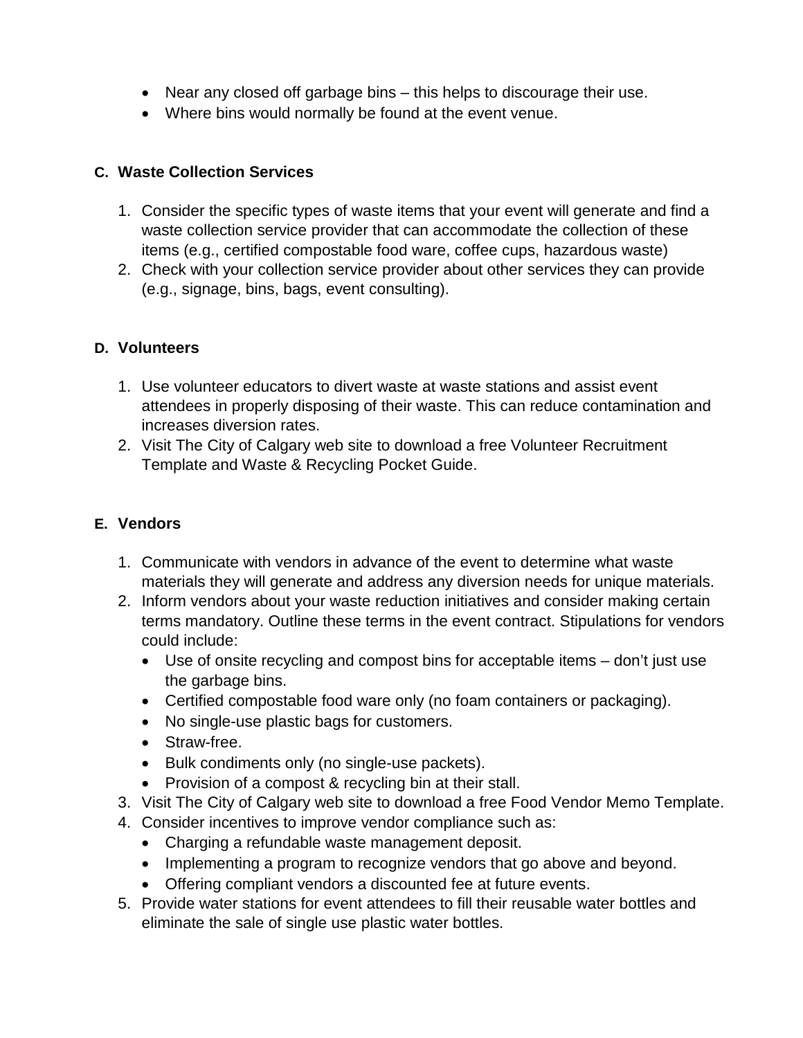- Near any closed off garbage bins – this helps to discourage their use.
- Where bins would normally be found at the event venue.

### C. Waste Collection Services

1. Consider the specific types of waste items that your event will generate and find a waste collection service provider that can accommodate the collection of these items (e.g., certified compostable food ware, coffee cups, hazardous waste)
2. Check with your collection service provider about other services they can provide (e.g., signage, bins, bags, event consulting).

### D. Volunteers

1. Use volunteer educators to divert waste at waste stations and assist event attendees in properly disposing of their waste. This can reduce contamination and increases diversion rates.
2. Visit The City of Calgary web site to download a free Volunteer Recruitment Template and Waste & Recycling Pocket Guide.

### E. Vendors

1. Communicate with vendors in advance of the event to determine what waste materials they will generate and address any diversion needs for unique materials.
2. Inform vendors about your waste reduction initiatives and consider making certain terms mandatory. Outline these terms in the event contract. Stipulations for vendors could include:
   - Use of onsite recycling and compost bins for acceptable items – don't just use the garbage bins.
   - Certified compostable food ware only (no foam containers or packaging).
   - No single-use plastic bags for customers.
   - Straw-free.
   - Bulk condiments only (no single-use packets).
   - Provision of a compost & recycling bin at their stall.
3. Visit The City of Calgary web site to download a free Food Vendor Memo Template.
4. Consider incentives to improve vendor compliance such as:
   - Charging a refundable waste management deposit.
   - Implementing a program to recognize vendors that go above and beyond.
   - Offering compliant vendors a discounted fee at future events.
5. Provide water stations for event attendees to fill their reusable water bottles and eliminate the sale of single use plastic water bottles.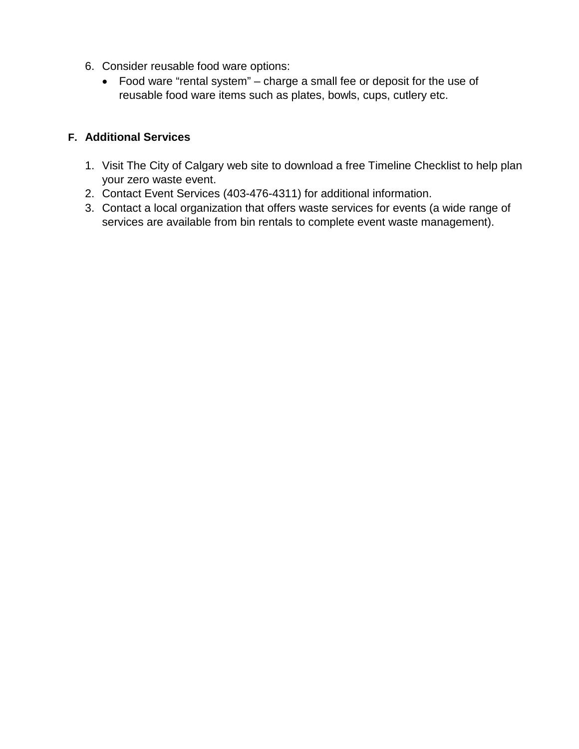6. Consider reusable food ware options:
   - Food ware “rental system” – charge a small fee or deposit for the use of reusable food ware items such as plates, bowls, cups, cutlery etc.

**F. Additional Services**

1. Visit The City of Calgary web site to download a free Timeline Checklist to help plan your zero waste event.
2. Contact Event Services (403-476-4311) for additional information.
3. Contact a local organization that offers waste services for events (a wide range of services are available from bin rentals to complete event waste management).